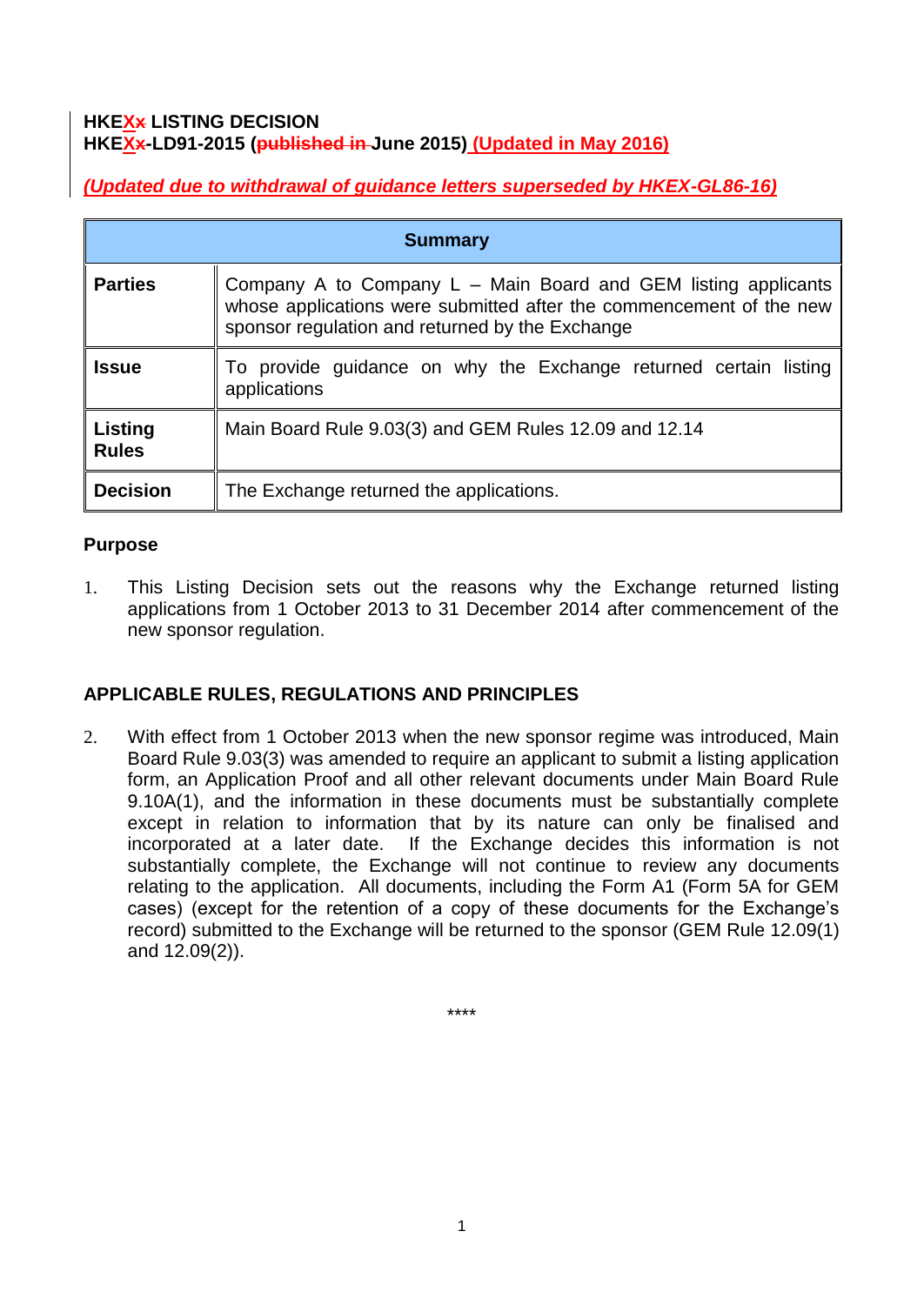**HKEX~~x~~ LISTING DECISION**
**HKEX~~x~~-LD91-2015 (~~published in~~ June 2015) (Updated in May 2016)**

***(Updated due to withdrawal of guidance letters superseded by HKEX-GL86-16)***

| **Summary** | |
|---|---|
| **Parties** | Company A to Company L – Main Board and GEM listing applicants whose applications were submitted after the commencement of the new sponsor regulation and returned by the Exchange |
| **Issue** | To provide guidance on why the Exchange returned certain listing applications |
| **Listing Rules** | Main Board Rule 9.03(3) and GEM Rules 12.09 and 12.14 |
| **Decision** | The Exchange returned the applications. |

**Purpose**

1. This Listing Decision sets out the reasons why the Exchange returned listing applications from 1 October 2013 to 31 December 2014 after commencement of the new sponsor regulation.

**APPLICABLE RULES, REGULATIONS AND PRINCIPLES**

2. With effect from 1 October 2013 when the new sponsor regime was introduced, Main Board Rule 9.03(3) was amended to require an applicant to submit a listing application form, an Application Proof and all other relevant documents under Main Board Rule 9.10A(1), and the information in these documents must be substantially complete except in relation to information that by its nature can only be finalised and incorporated at a later date. If the Exchange decides this information is not substantially complete, the Exchange will not continue to review any documents relating to the application. All documents, including the Form A1 (Form 5A for GEM cases) (except for the retention of a copy of these documents for the Exchange's record) submitted to the Exchange will be returned to the sponsor (GEM Rule 12.09(1) and 12.09(2)).

****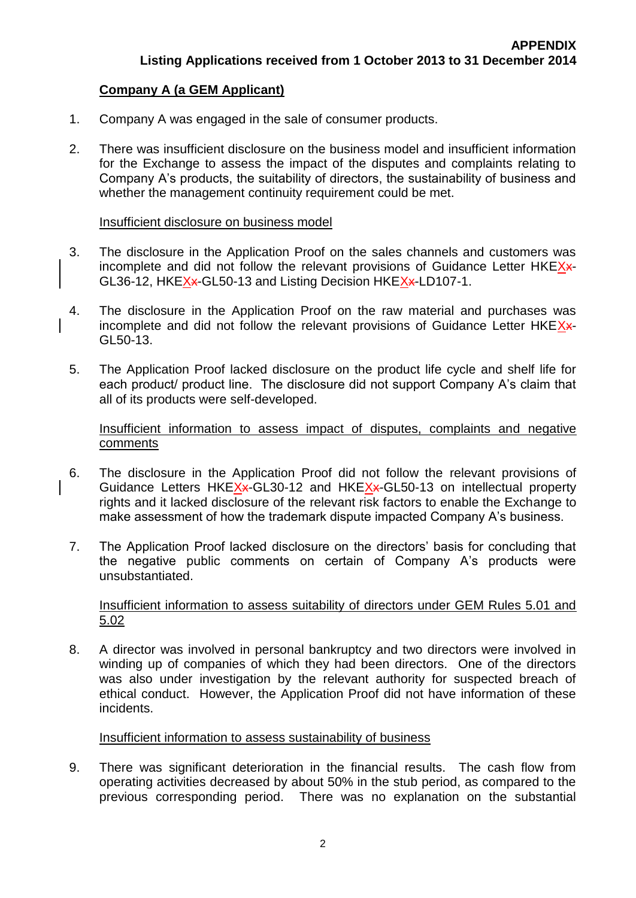**APPENDIX**

**Listing Applications received from 1 October 2013 to 31 December 2014**

**Company A (a GEM Applicant)**

1. Company A was engaged in the sale of consumer products.

2. There was insufficient disclosure on the business model and insufficient information for the Exchange to assess the impact of the disputes and complaints relating to Company A's products, the suitability of directors, the sustainability of business and whether the management continuity requirement could be met.

   Insufficient disclosure on business model

3. The disclosure in the Application Proof on the sales channels and customers was incomplete and did not follow the relevant provisions of Guidance Letter HKEX~~x~~-GL36-12, HKEX~~x~~-GL50-13 and Listing Decision HKEX~~x~~-LD107-1.

4. The disclosure in the Application Proof on the raw material and purchases was incomplete and did not follow the relevant provisions of Guidance Letter HKEX~~x~~-GL50-13.

5. The Application Proof lacked disclosure on the product life cycle and shelf life for each product/ product line. The disclosure did not support Company A's claim that all of its products were self-developed.

   Insufficient information to assess impact of disputes, complaints and negative comments

6. The disclosure in the Application Proof did not follow the relevant provisions of Guidance Letters HKEX~~x~~-GL30-12 and HKEX~~x~~-GL50-13 on intellectual property rights and it lacked disclosure of the relevant risk factors to enable the Exchange to make assessment of how the trademark dispute impacted Company A's business.

7. The Application Proof lacked disclosure on the directors' basis for concluding that the negative public comments on certain of Company A's products were unsubstantiated.

   Insufficient information to assess suitability of directors under GEM Rules 5.01 and 5.02

8. A director was involved in personal bankruptcy and two directors were involved in winding up of companies of which they had been directors. One of the directors was also under investigation by the relevant authority for suspected breach of ethical conduct. However, the Application Proof did not have information of these incidents.

   Insufficient information to assess sustainability of business

9. There was significant deterioration in the financial results. The cash flow from operating activities decreased by about 50% in the stub period, as compared to the previous corresponding period. There was no explanation on the substantial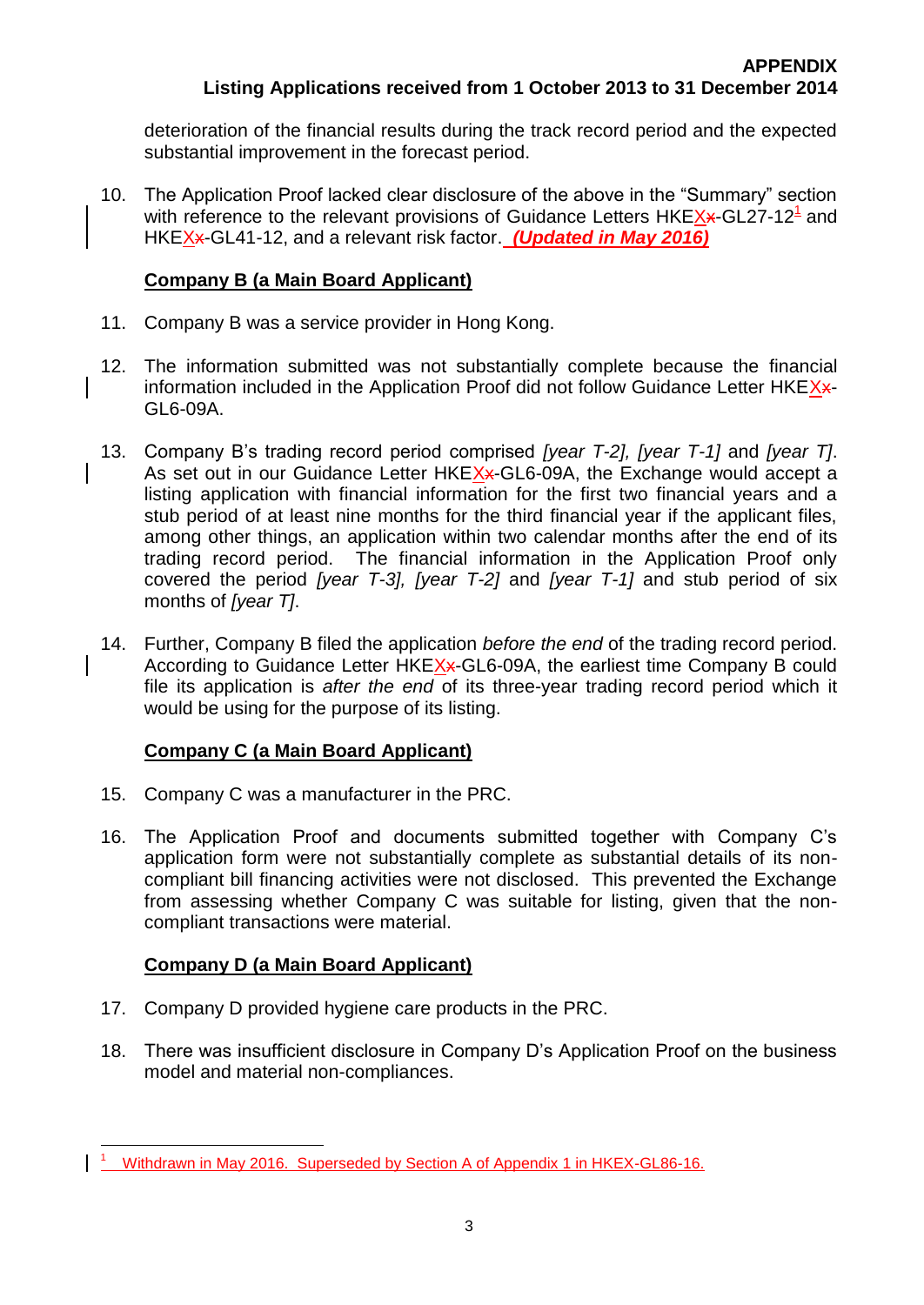deterioration of the financial results during the track record period and the expected substantial improvement in the forecast period.

10. The Application Proof lacked clear disclosure of the above in the "Summary" section with reference to the relevant provisions of Guidance Letters HKEXx-GL27-12[1] and HKEXx-GL41-12, and a relevant risk factor. ***(Updated in May 2016)***

**Company B (a Main Board Applicant)**

11. Company B was a service provider in Hong Kong.

12. The information submitted was not substantially complete because the financial information included in the Application Proof did not follow Guidance Letter HKEXx-GL6-09A.

13. Company B's trading record period comprised *[year T-2], [year T-1]* and *[year T]*. As set out in our Guidance Letter HKEXx-GL6-09A, the Exchange would accept a listing application with financial information for the first two financial years and a stub period of at least nine months for the third financial year if the applicant files, among other things, an application within two calendar months after the end of its trading record period. The financial information in the Application Proof only covered the period *[year T-3], [year T-2]* and *[year T-1]* and stub period of six months of *[year T]*.

14. Further, Company B filed the application *before the end* of the trading record period. According to Guidance Letter HKEXx-GL6-09A, the earliest time Company B could file its application is *after the end* of its three-year trading record period which it would be using for the purpose of its listing.

**Company C (a Main Board Applicant)**

15. Company C was a manufacturer in the PRC.

16. The Application Proof and documents submitted together with Company C's application form were not substantially complete as substantial details of its non-compliant bill financing activities were not disclosed. This prevented the Exchange from assessing whether Company C was suitable for listing, given that the non-compliant transactions were material.

**Company D (a Main Board Applicant)**

17. Company D provided hygiene care products in the PRC.

18. There was insufficient disclosure in Company D's Application Proof on the business model and material non-compliances.

---

[1] Withdrawn in May 2016. Superseded by Section A of Appendix 1 in HKEX-GL86-16.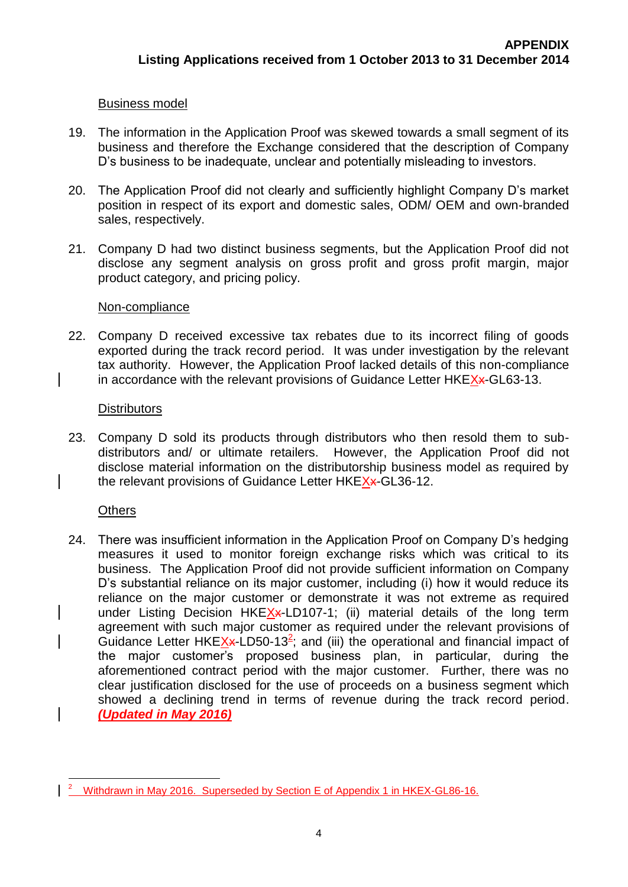### Business model

19. The information in the Application Proof was skewed towards a small segment of its business and therefore the Exchange considered that the description of Company D's business to be inadequate, unclear and potentially misleading to investors.

20. The Application Proof did not clearly and sufficiently highlight Company D's market position in respect of its export and domestic sales, ODM/ OEM and own-branded sales, respectively.

21. Company D had two distinct business segments, but the Application Proof did not disclose any segment analysis on gross profit and gross profit margin, major product category, and pricing policy.

### Non-compliance

22. Company D received excessive tax rebates due to its incorrect filing of goods exported during the track record period. It was under investigation by the relevant tax authority. However, the Application Proof lacked details of this non-compliance in accordance with the relevant provisions of Guidance Letter HKEX-GL63-13.

### Distributors

23. Company D sold its products through distributors who then resold them to sub-distributors and/ or ultimate retailers. However, the Application Proof did not disclose material information on the distributorship business model as required by the relevant provisions of Guidance Letter HKEX-GL36-12.

### Others

24. There was insufficient information in the Application Proof on Company D's hedging measures it used to monitor foreign exchange risks which was critical to its business. The Application Proof did not provide sufficient information on Company D's substantial reliance on its major customer, including (i) how it would reduce its reliance on the major customer or demonstrate it was not extreme as required under Listing Decision HKEX-LD107-1; (ii) material details of the long term agreement with such major customer as required under the relevant provisions of Guidance Letter HKEX-LD50-13[2]; and (iii) the operational and financial impact of the major customer's proposed business plan, in particular, during the aforementioned contract period with the major customer. Further, there was no clear justification disclosed for the use of proceeds on a business segment which showed a declining trend in terms of revenue during the track record period. ***(Updated in May 2016)***

---

[2] Withdrawn in May 2016. Superseded by Section E of Appendix 1 in HKEX-GL86-16.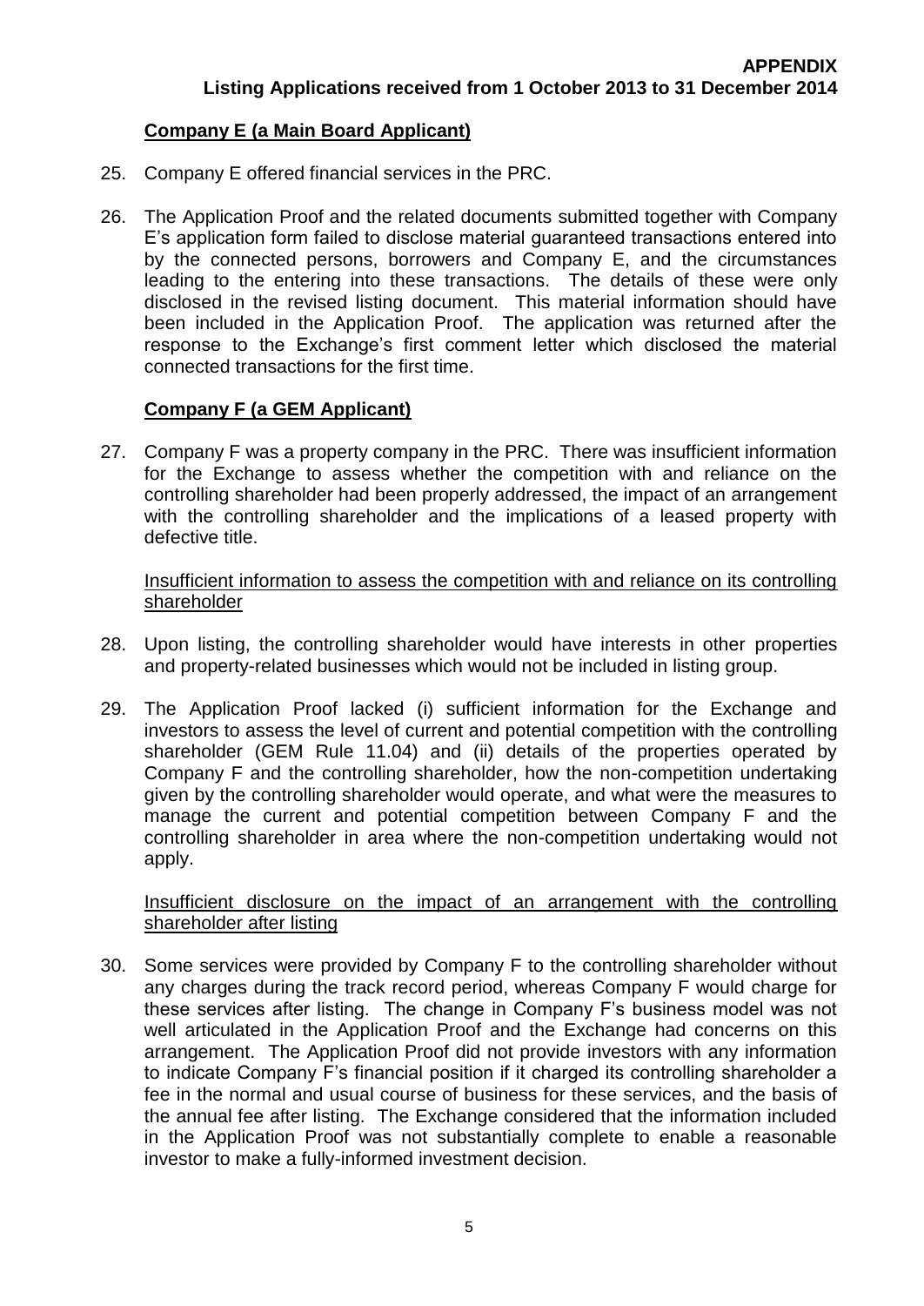**APPENDIX**
**Listing Applications received from 1 October 2013 to 31 December 2014**

**Company E (a Main Board Applicant)**

25. Company E offered financial services in the PRC.

26. The Application Proof and the related documents submitted together with Company E's application form failed to disclose material guaranteed transactions entered into by the connected persons, borrowers and Company E, and the circumstances leading to the entering into these transactions. The details of these were only disclosed in the revised listing document. This material information should have been included in the Application Proof. The application was returned after the response to the Exchange's first comment letter which disclosed the material connected transactions for the first time.

**Company F (a GEM Applicant)**

27. Company F was a property company in the PRC. There was insufficient information for the Exchange to assess whether the competition with and reliance on the controlling shareholder had been properly addressed, the impact of an arrangement with the controlling shareholder and the implications of a leased property with defective title.

<u>Insufficient information to assess the competition with and reliance on its controlling shareholder</u>

28. Upon listing, the controlling shareholder would have interests in other properties and property-related businesses which would not be included in listing group.

29. The Application Proof lacked (i) sufficient information for the Exchange and investors to assess the level of current and potential competition with the controlling shareholder (GEM Rule 11.04) and (ii) details of the properties operated by Company F and the controlling shareholder, how the non-competition undertaking given by the controlling shareholder would operate, and what were the measures to manage the current and potential competition between Company F and the controlling shareholder in area where the non-competition undertaking would not apply.

<u>Insufficient disclosure on the impact of an arrangement with the controlling shareholder after listing</u>

30. Some services were provided by Company F to the controlling shareholder without any charges during the track record period, whereas Company F would charge for these services after listing. The change in Company F's business model was not well articulated in the Application Proof and the Exchange had concerns on this arrangement. The Application Proof did not provide investors with any information to indicate Company F's financial position if it charged its controlling shareholder a fee in the normal and usual course of business for these services, and the basis of the annual fee after listing. The Exchange considered that the information included in the Application Proof was not substantially complete to enable a reasonable investor to make a fully-informed investment decision.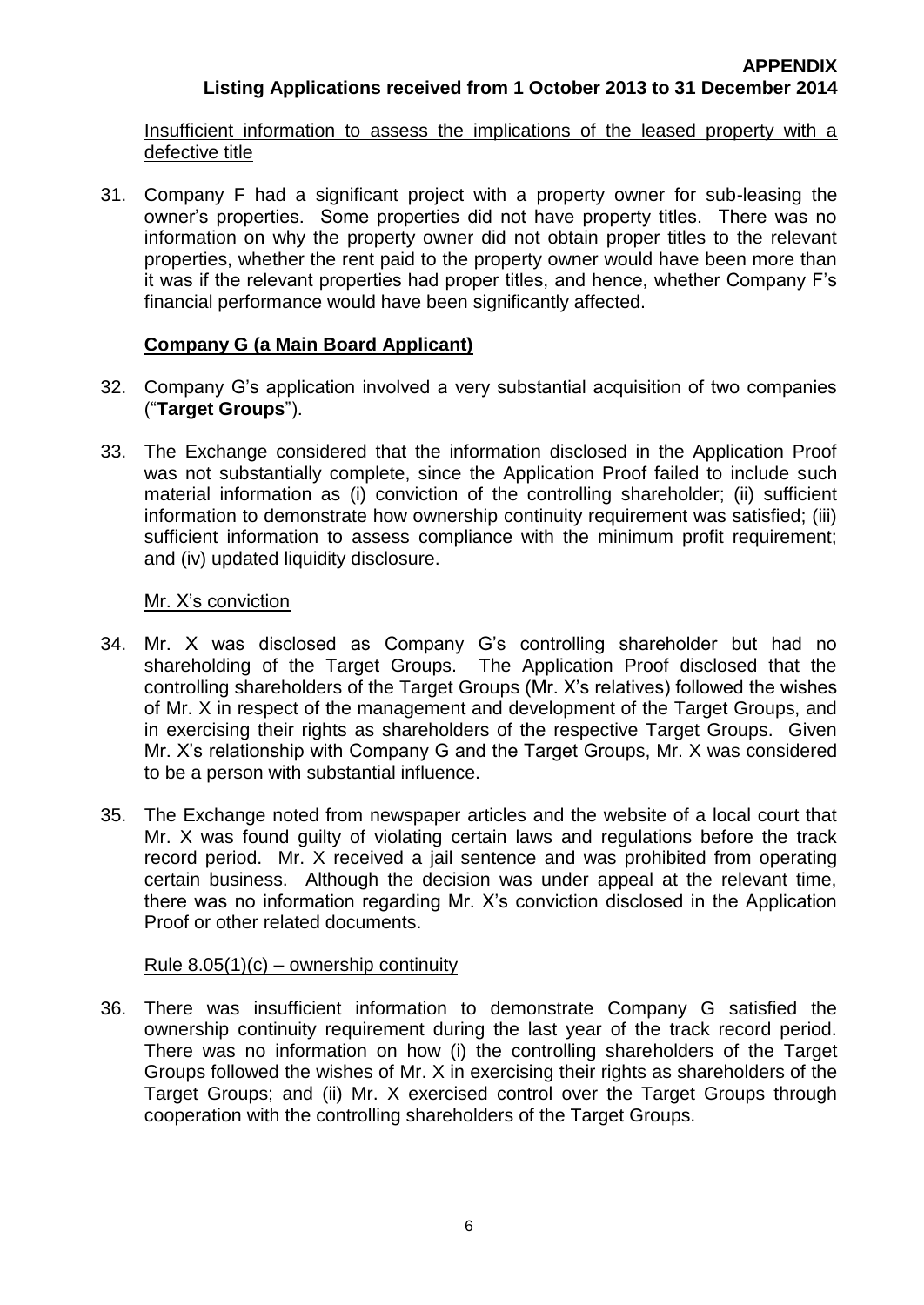Insufficient information to assess the implications of the leased property with a defective title

31. Company F had a significant project with a property owner for sub-leasing the owner's properties. Some properties did not have property titles. There was no information on why the property owner did not obtain proper titles to the relevant properties, whether the rent paid to the property owner would have been more than it was if the relevant properties had proper titles, and hence, whether Company F's financial performance would have been significantly affected.

**Company G (a Main Board Applicant)**

32. Company G's application involved a very substantial acquisition of two companies ("**Target Groups**").

33. The Exchange considered that the information disclosed in the Application Proof was not substantially complete, since the Application Proof failed to include such material information as (i) conviction of the controlling shareholder; (ii) sufficient information to demonstrate how ownership continuity requirement was satisfied; (iii) sufficient information to assess compliance with the minimum profit requirement; and (iv) updated liquidity disclosure.

Mr. X's conviction

34. Mr. X was disclosed as Company G's controlling shareholder but had no shareholding of the Target Groups. The Application Proof disclosed that the controlling shareholders of the Target Groups (Mr. X's relatives) followed the wishes of Mr. X in respect of the management and development of the Target Groups, and in exercising their rights as shareholders of the respective Target Groups. Given Mr. X's relationship with Company G and the Target Groups, Mr. X was considered to be a person with substantial influence.

35. The Exchange noted from newspaper articles and the website of a local court that Mr. X was found guilty of violating certain laws and regulations before the track record period. Mr. X received a jail sentence and was prohibited from operating certain business. Although the decision was under appeal at the relevant time, there was no information regarding Mr. X's conviction disclosed in the Application Proof or other related documents.

Rule 8.05(1)(c) – ownership continuity

36. There was insufficient information to demonstrate Company G satisfied the ownership continuity requirement during the last year of the track record period. There was no information on how (i) the controlling shareholders of the Target Groups followed the wishes of Mr. X in exercising their rights as shareholders of the Target Groups; and (ii) Mr. X exercised control over the Target Groups through cooperation with the controlling shareholders of the Target Groups.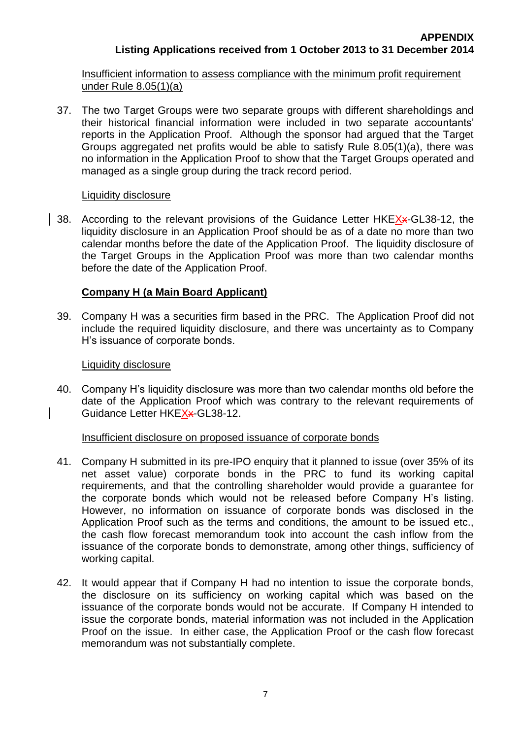Insufficient information to assess compliance with the minimum profit requirement under Rule 8.05(1)(a)

37. The two Target Groups were two separate groups with different shareholdings and their historical financial information were included in two separate accountants' reports in the Application Proof. Although the sponsor had argued that the Target Groups aggregated net profits would be able to satisfy Rule 8.05(1)(a), there was no information in the Application Proof to show that the Target Groups operated and managed as a single group during the track record period.

Liquidity disclosure

38. According to the relevant provisions of the Guidance Letter HKEX~~x~~-GL38-12, the liquidity disclosure in an Application Proof should be as of a date no more than two calendar months before the date of the Application Proof. The liquidity disclosure of the Target Groups in the Application Proof was more than two calendar months before the date of the Application Proof.

**Company H (a Main Board Applicant)**

39. Company H was a securities firm based in the PRC. The Application Proof did not include the required liquidity disclosure, and there was uncertainty as to Company H's issuance of corporate bonds.

Liquidity disclosure

40. Company H's liquidity disclosure was more than two calendar months old before the date of the Application Proof which was contrary to the relevant requirements of Guidance Letter HKEX~~x~~-GL38-12.

Insufficient disclosure on proposed issuance of corporate bonds

41. Company H submitted in its pre-IPO enquiry that it planned to issue (over 35% of its net asset value) corporate bonds in the PRC to fund its working capital requirements, and that the controlling shareholder would provide a guarantee for the corporate bonds which would not be released before Company H's listing. However, no information on issuance of corporate bonds was disclosed in the Application Proof such as the terms and conditions, the amount to be issued etc., the cash flow forecast memorandum took into account the cash inflow from the issuance of the corporate bonds to demonstrate, among other things, sufficiency of working capital.

42. It would appear that if Company H had no intention to issue the corporate bonds, the disclosure on its sufficiency on working capital which was based on the issuance of the corporate bonds would not be accurate. If Company H intended to issue the corporate bonds, material information was not included in the Application Proof on the issue. In either case, the Application Proof or the cash flow forecast memorandum was not substantially complete.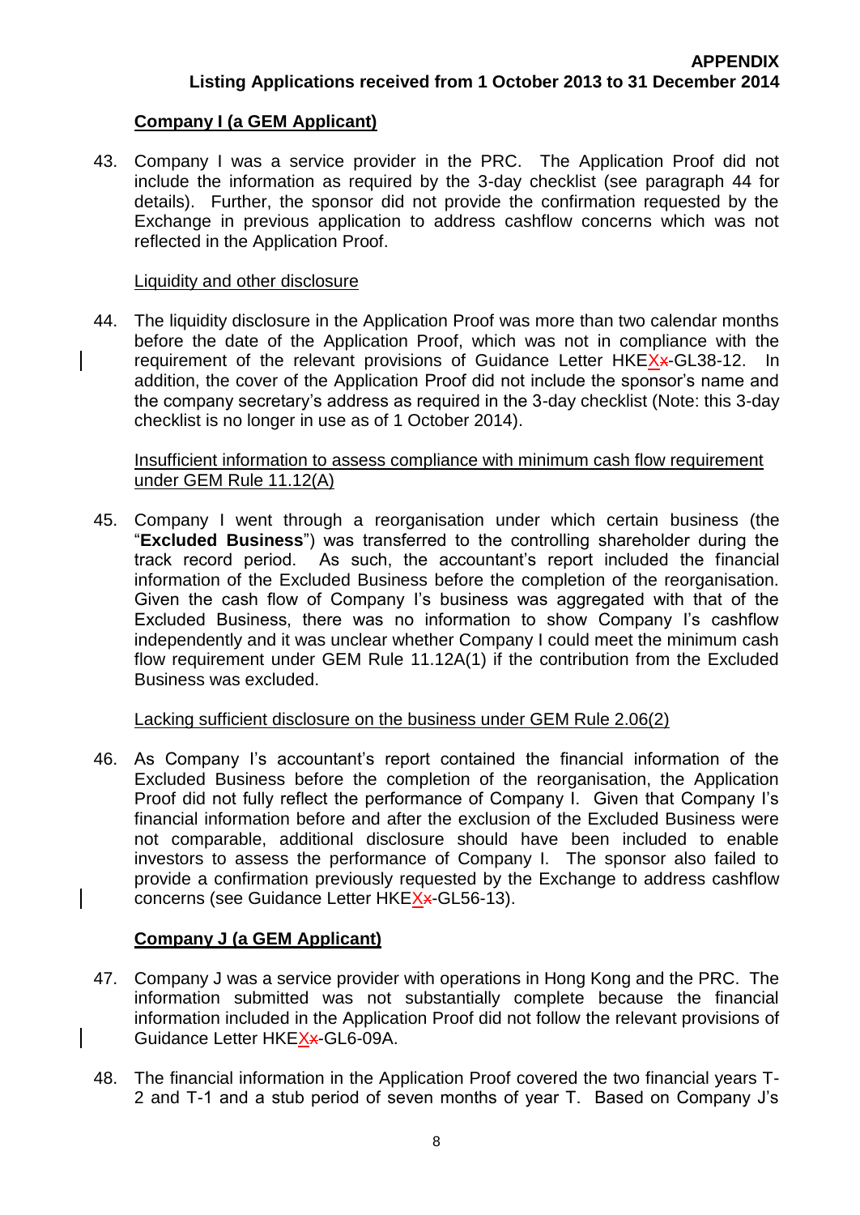## Company I (a GEM Applicant)

43. Company I was a service provider in the PRC. The Application Proof did not include the information as required by the 3-day checklist (see paragraph 44 for details). Further, the sponsor did not provide the confirmation requested by the Exchange in previous application to address cashflow concerns which was not reflected in the Application Proof.

Liquidity and other disclosure

44. The liquidity disclosure in the Application Proof was more than two calendar months before the date of the Application Proof, which was not in compliance with the requirement of the relevant provisions of Guidance Letter HKEX-GL38-12. In addition, the cover of the Application Proof did not include the sponsor's name and the company secretary's address as required in the 3-day checklist (Note: this 3-day checklist is no longer in use as of 1 October 2014).

Insufficient information to assess compliance with minimum cash flow requirement under GEM Rule 11.12(A)

45. Company I went through a reorganisation under which certain business (the "**Excluded Business**") was transferred to the controlling shareholder during the track record period. As such, the accountant's report included the financial information of the Excluded Business before the completion of the reorganisation. Given the cash flow of Company I's business was aggregated with that of the Excluded Business, there was no information to show Company I's cashflow independently and it was unclear whether Company I could meet the minimum cash flow requirement under GEM Rule 11.12A(1) if the contribution from the Excluded Business was excluded.

Lacking sufficient disclosure on the business under GEM Rule 2.06(2)

46. As Company I's accountant's report contained the financial information of the Excluded Business before the completion of the reorganisation, the Application Proof did not fully reflect the performance of Company I. Given that Company I's financial information before and after the exclusion of the Excluded Business were not comparable, additional disclosure should have been included to enable investors to assess the performance of Company I. The sponsor also failed to provide a confirmation previously requested by the Exchange to address cashflow concerns (see Guidance Letter HKEX-GL56-13).

## Company J (a GEM Applicant)

47. Company J was a service provider with operations in Hong Kong and the PRC. The information submitted was not substantially complete because the financial information included in the Application Proof did not follow the relevant provisions of Guidance Letter HKEX-GL6-09A.

48. The financial information in the Application Proof covered the two financial years T-2 and T-1 and a stub period of seven months of year T. Based on Company J's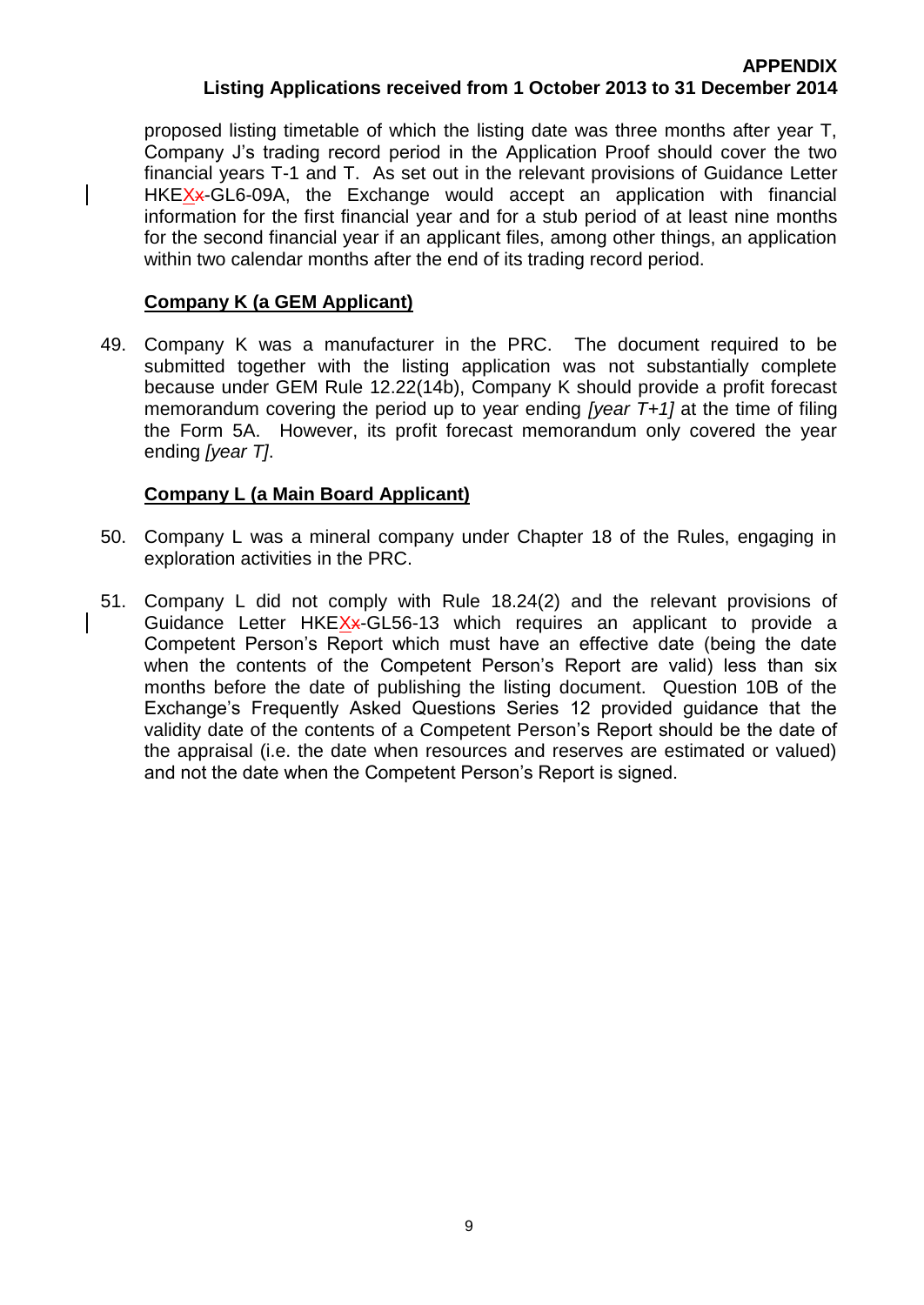proposed listing timetable of which the listing date was three months after year T, Company J's trading record period in the Application Proof should cover the two financial years T-1 and T. As set out in the relevant provisions of Guidance Letter HKEX-GL6-09A, the Exchange would accept an application with financial information for the first financial year and for a stub period of at least nine months for the second financial year if an applicant files, among other things, an application within two calendar months after the end of its trading record period.

**<u>Company K (a GEM Applicant)</u>**

49. Company K was a manufacturer in the PRC. The document required to be submitted together with the listing application was not substantially complete because under GEM Rule 12.22(14b), Company K should provide a profit forecast memorandum covering the period up to year ending *[year T+1]* at the time of filing the Form 5A. However, its profit forecast memorandum only covered the year ending *[year T]*.

**<u>Company L (a Main Board Applicant)</u>**

50. Company L was a mineral company under Chapter 18 of the Rules, engaging in exploration activities in the PRC.

51. Company L did not comply with Rule 18.24(2) and the relevant provisions of Guidance Letter HKEX-GL56-13 which requires an applicant to provide a Competent Person's Report which must have an effective date (being the date when the contents of the Competent Person's Report are valid) less than six months before the date of publishing the listing document. Question 10B of the Exchange's Frequently Asked Questions Series 12 provided guidance that the validity date of the contents of a Competent Person's Report should be the date of the appraisal (i.e. the date when resources and reserves are estimated or valued) and not the date when the Competent Person's Report is signed.